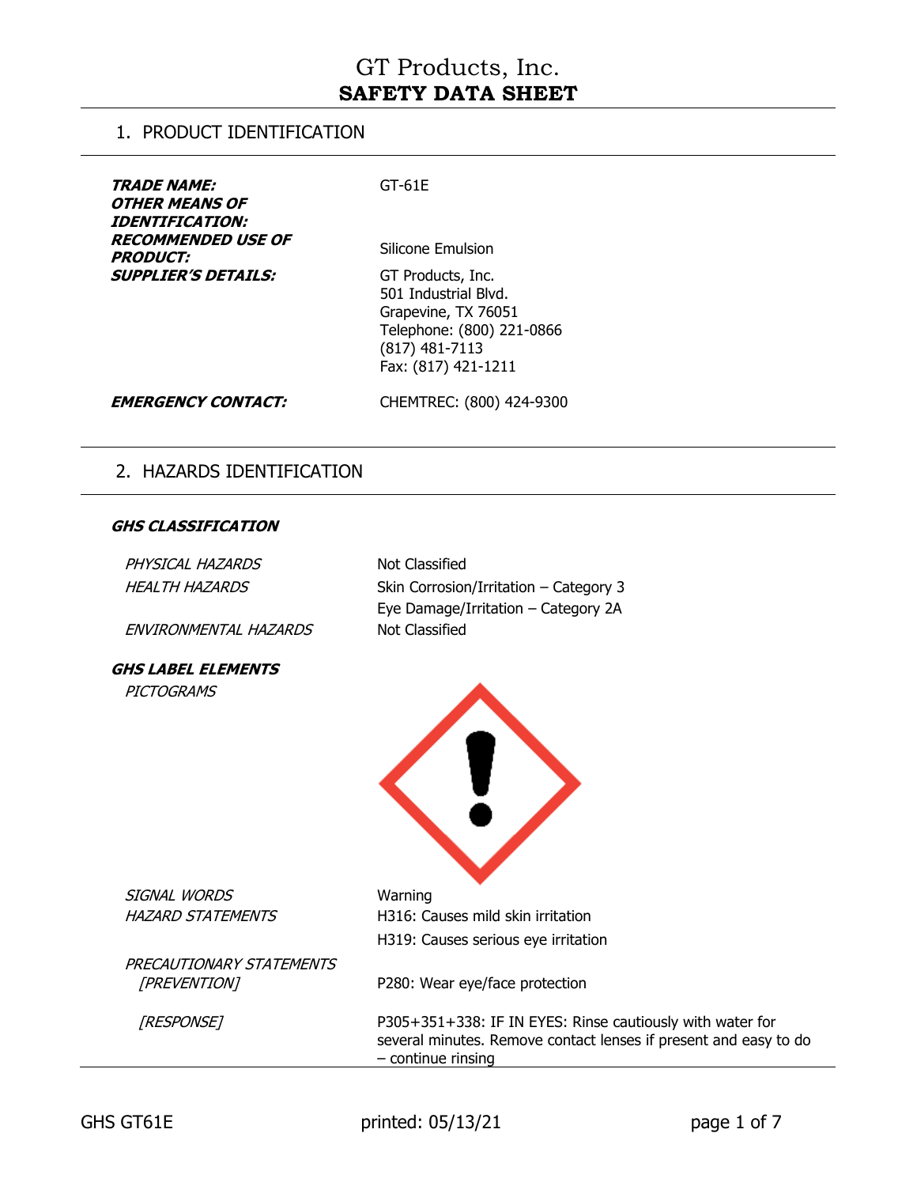# GT Products, Inc.
## SAFETY DATA SHEET

## 1. PRODUCT IDENTIFICATION

| | |
|---|---|
| ***TRADE NAME:*** | GT-61E |
| ***OTHER MEANS OF IDENTIFICATION:*** | |
| ***RECOMMENDED USE OF PRODUCT:*** | Silicone Emulsion |
| ***SUPPLIER'S DETAILS:*** | GT Products, Inc.<br>501 Industrial Blvd.<br>Grapevine, TX 76051<br>Telephone: (800) 221-0866<br>(817) 481-7113<br>Fax: (817) 421-1211 |
| ***EMERGENCY CONTACT:*** | CHEMTREC: (800) 424-9300 |

## 2. HAZARDS IDENTIFICATION

***GHS CLASSIFICATION***

| | |
|---|---|
| *PHYSICAL HAZARDS* | Not Classified |
| *HEALTH HAZARDS* | Skin Corrosion/Irritation – Category 3<br>Eye Damage/Irritation – Category 2A |
| *ENVIRONMENTAL HAZARDS* | Not Classified |

***GHS LABEL ELEMENTS***

*PICTOGRAMS*

| | |
|---|---|
| *SIGNAL WORDS* | Warning |
| *HAZARD STATEMENTS* | H316: Causes mild skin irritation<br>H319: Causes serious eye irritation |
| *PRECAUTIONARY STATEMENTS* *[PREVENTION]* | P280: Wear eye/face protection |
| *[RESPONSE]* | P305+351+338: IF IN EYES: Rinse cautiously with water for several minutes. Remove contact lenses if present and easy to do – continue rinsing |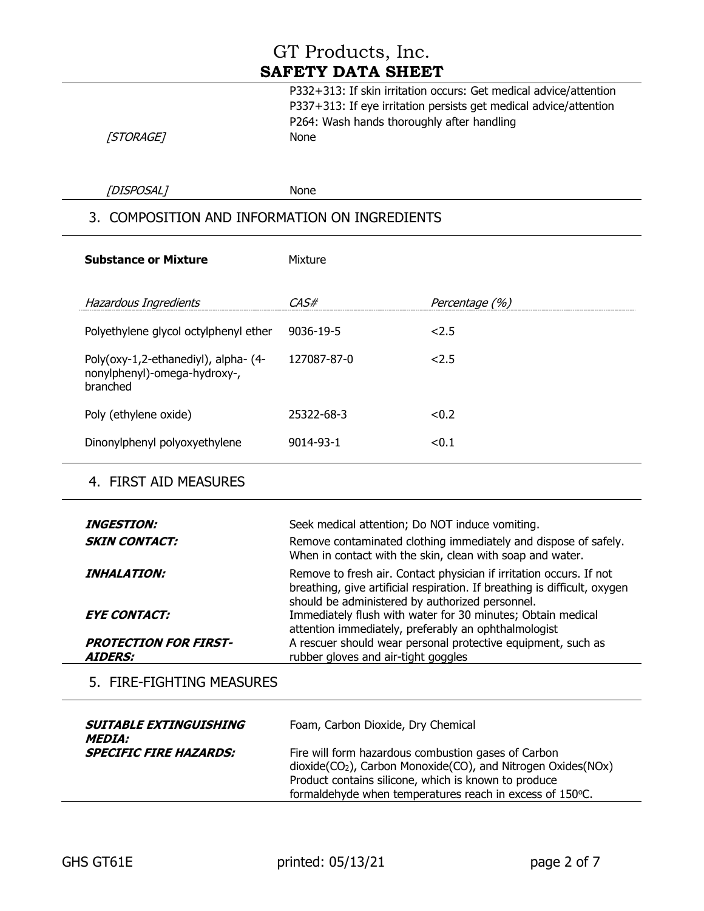| | |
|---|---|
| | P332+313: If skin irritation occurs: Get medical advice/attention<br>P337+313: If eye irritation persists get medical advice/attention<br>P264: Wash hands thoroughly after handling |
| *[STORAGE]* | None |
| *[DISPOSAL]* | None |

## 3. COMPOSITION AND INFORMATION ON INGREDIENTS

**Substance or Mixture** Mixture

| *Hazardous Ingredients* | *CAS#* | *Percentage (%)* |
|---|---|---|
| Polyethylene glycol octylphenyl ether | 9036-19-5 | <2.5 |
| Poly(oxy-1,2-ethanediyl), alpha- (4-nonylphenyl)-omega-hydroxy-, branched | 127087-87-0 | <2.5 |
| Poly (ethylene oxide) | 25322-68-3 | <0.2 |
| Dinonylphenyl polyoxyethylene | 9014-93-1 | <0.1 |

## 4. FIRST AID MEASURES

| | |
|---|---|
| ***INGESTION:*** | Seek medical attention; Do NOT induce vomiting. |
| ***SKIN CONTACT:*** | Remove contaminated clothing immediately and dispose of safely. When in contact with the skin, clean with soap and water. |
| ***INHALATION:*** | Remove to fresh air. Contact physician if irritation occurs. If not breathing, give artificial respiration. If breathing is difficult, oxygen should be administered by authorized personnel. |
| ***EYE CONTACT:*** | Immediately flush with water for 30 minutes; Obtain medical attention immediately, preferably an ophthalmologist |
| ***PROTECTION FOR FIRST-AIDERS:*** | A rescuer should wear personal protective equipment, such as rubber gloves and air-tight goggles |

## 5. FIRE-FIGHTING MEASURES

| | |
|---|---|
| ***SUITABLE EXTINGUISHING MEDIA:*** | Foam, Carbon Dioxide, Dry Chemical |
| ***SPECIFIC FIRE HAZARDS:*** | Fire will form hazardous combustion gases of Carbon dioxide($CO_2$), Carbon Monoxide(CO), and Nitrogen Oxides(NOx) Product contains silicone, which is known to produce formaldehyde when temperatures reach in excess of 150°C. |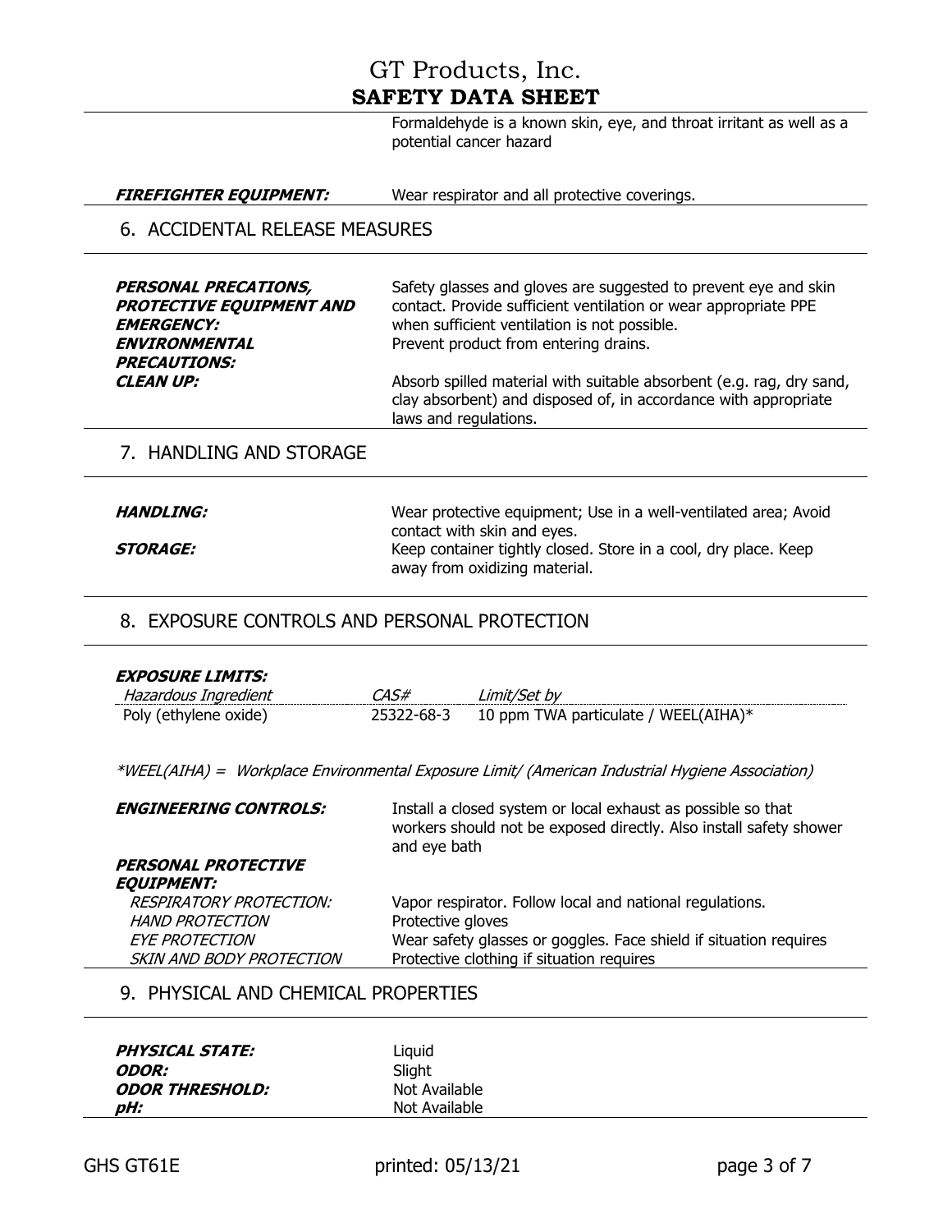Formaldehyde is a known skin, eye, and throat irritant as well as a potential cancer hazard

| | |
|---|---|
| ***FIREFIGHTER EQUIPMENT:*** | Wear respirator and all protective coverings. |

## 6. ACCIDENTAL RELEASE MEASURES

| | |
|---|---|
| ***PERSONAL PRECATIONS, PROTECTIVE EQUIPMENT AND EMERGENCY:*** | Safety glasses and gloves are suggested to prevent eye and skin contact. Provide sufficient ventilation or wear appropriate PPE when sufficient ventilation is not possible. |
| ***ENVIRONMENTAL PRECAUTIONS:*** | Prevent product from entering drains. |
| ***CLEAN UP:*** | Absorb spilled material with suitable absorbent (e.g. rag, dry sand, clay absorbent) and disposed of, in accordance with appropriate laws and regulations. |

## 7. HANDLING AND STORAGE

| | |
|---|---|
| ***HANDLING:*** | Wear protective equipment; Use in a well-ventilated area; Avoid contact with skin and eyes. |
| ***STORAGE:*** | Keep container tightly closed. Store in a cool, dry place. Keep away from oxidizing material. |

## 8. EXPOSURE CONTROLS AND PERSONAL PROTECTION

***EXPOSURE LIMITS:***

| *Hazardous Ingredient* | *CAS#* | *Limit/Set by* |
|---|---|---|
| Poly (ethylene oxide) | 25322-68-3 | 10 ppm TWA particulate / WEEL(AIHA)* |

**WEEL(AIHA) = Workplace Environmental Exposure Limit/ (American Industrial Hygiene Association)*

| | |
|---|---|
| ***ENGINEERING CONTROLS:*** | Install a closed system or local exhaust as possible so that workers should not be exposed directly. Also install safety shower and eye bath |
| ***PERSONAL PROTECTIVE EQUIPMENT:*** | |
| *RESPIRATORY PROTECTION:* | Vapor respirator. Follow local and national regulations. |
| *HAND PROTECTION* | Protective gloves |
| *EYE PROTECTION* | Wear safety glasses or goggles. Face shield if situation requires |
| *SKIN AND BODY PROTECTION* | Protective clothing if situation requires |

## 9. PHYSICAL AND CHEMICAL PROPERTIES

| | |
|---|---|
| ***PHYSICAL STATE:*** | Liquid |
| ***ODOR:*** | Slight |
| ***ODOR THRESHOLD:*** | Not Available |
| ***pH:*** | Not Available |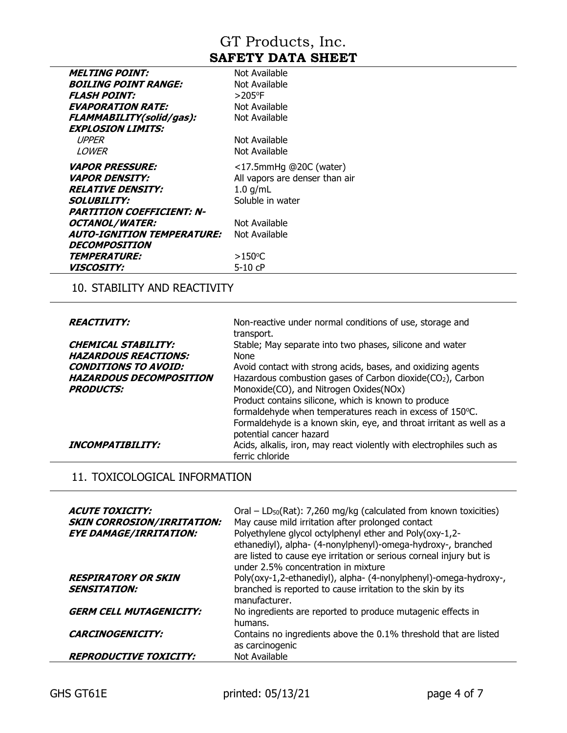| | |
|---|---|
| ***MELTING POINT:*** | Not Available |
| ***BOILING POINT RANGE:*** | Not Available |
| ***FLASH POINT:*** | >205°F |
| ***EVAPORATION RATE:*** | Not Available |
| ***FLAMMABILITY(solid/gas):*** | Not Available |
| ***EXPLOSION LIMITS:*** | |
| *UPPER* | Not Available |
| *LOWER* | Not Available |
| ***VAPOR PRESSURE:*** | <17.5mmHg @20C (water) |
| ***VAPOR DENSITY:*** | All vapors are denser than air |
| ***RELATIVE DENSITY:*** | 1.0 g/mL |
| ***SOLUBILITY:*** | Soluble in water |
| ***PARTITION COEFFICIENT: N-OCTANOL/WATER:*** | Not Available |
| ***AUTO-IGNITION TEMPERATURE:*** | Not Available |
| ***DECOMPOSITION TEMPERATURE:*** | >150°C |
| ***VISCOSITY:*** | 5-10 cP |

## 10. STABILITY AND REACTIVITY

| | |
|---|---|
| ***REACTIVITY:*** | Non-reactive under normal conditions of use, storage and transport. |
| ***CHEMICAL STABILITY:*** | Stable; May separate into two phases, silicone and water |
| ***HAZARDOUS REACTIONS:*** | None |
| ***CONDITIONS TO AVOID:*** | Avoid contact with strong acids, bases, and oxidizing agents |
| ***HAZARDOUS DECOMPOSITION PRODUCTS:*** | Hazardous combustion gases of Carbon dioxide($CO_2$), Carbon Monoxide(CO), and Nitrogen Oxides(NOx) Product contains silicone, which is known to produce formaldehyde when temperatures reach in excess of 150°C. Formaldehyde is a known skin, eye, and throat irritant as well as a potential cancer hazard |
| ***INCOMPATIBILITY:*** | Acids, alkalis, iron, may react violently with electrophiles such as ferric chloride |

## 11. TOXICOLOGICAL INFORMATION

| | |
|---|---|
| ***ACUTE TOXICITY:*** | Oral – $LD_{50}$(Rat): 7,260 mg/kg (calculated from known toxicities) |
| ***SKIN CORROSION/IRRITATION:*** | May cause mild irritation after prolonged contact |
| ***EYE DAMAGE/IRRITATION:*** | Polyethylene glycol octylphenyl ether and Poly(oxy-1,2-ethanediyl), alpha- (4-nonylphenyl)-omega-hydroxy-, branched are listed to cause eye irritation or serious corneal injury but is under 2.5% concentration in mixture |
| ***RESPIRATORY OR SKIN SENSITATION:*** | Poly(oxy-1,2-ethanediyl), alpha- (4-nonylphenyl)-omega-hydroxy-, branched is reported to cause irritation to the skin by its manufacturer. |
| ***GERM CELL MUTAGENICITY:*** | No ingredients are reported to produce mutagenic effects in humans. |
| ***CARCINOGENICITY:*** | Contains no ingredients above the 0.1% threshold that are listed as carcinogenic |
| ***REPRODUCTIVE TOXICITY:*** | Not Available |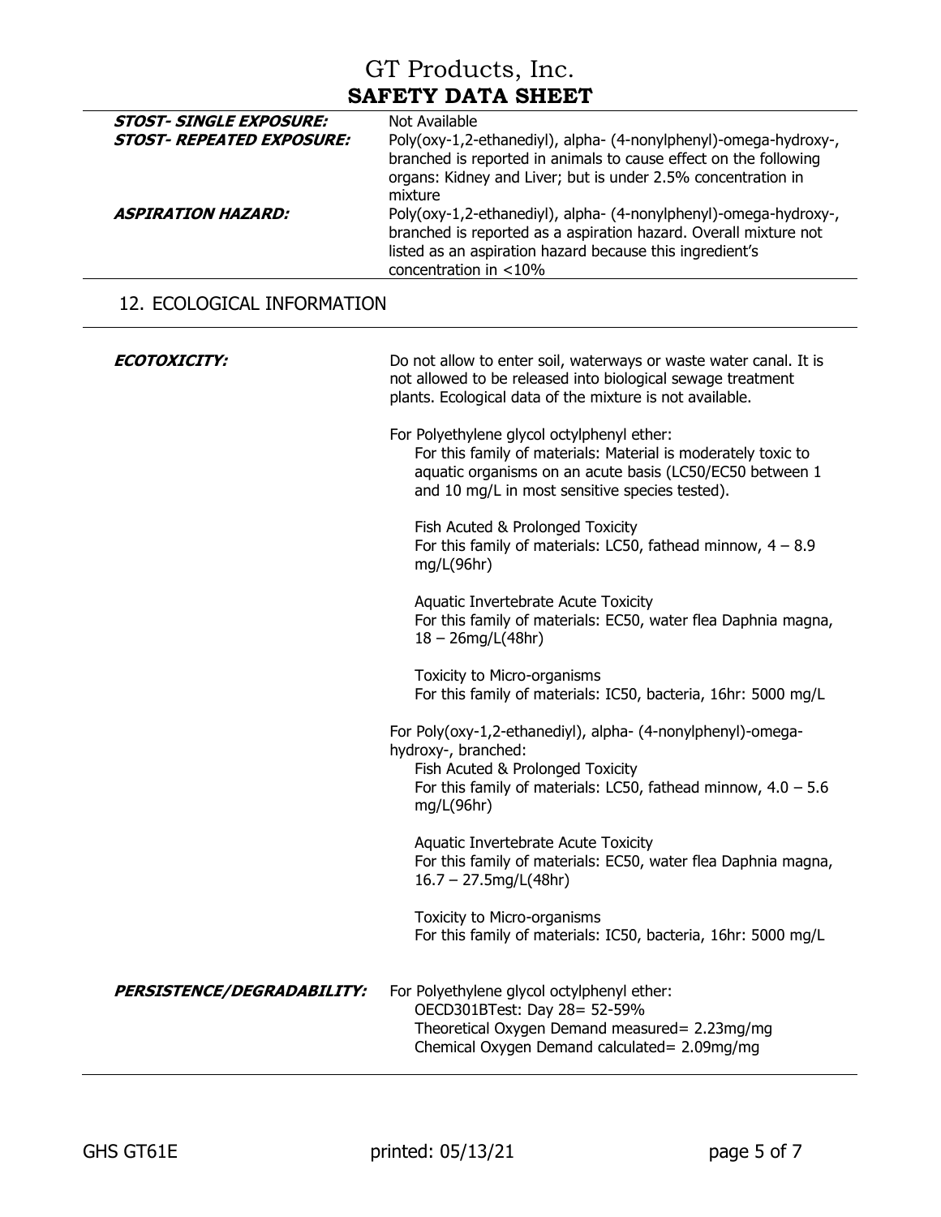***STOST- SINGLE EXPOSURE:*** Not Available

***STOST- REPEATED EXPOSURE:*** Poly(oxy-1,2-ethanediyl), alpha- (4-nonylphenyl)-omega-hydroxy-, branched is reported in animals to cause effect on the following organs: Kidney and Liver; but is under 2.5% concentration in mixture

***ASPIRATION HAZARD:*** Poly(oxy-1,2-ethanediyl), alpha- (4-nonylphenyl)-omega-hydroxy-, branched is reported as a aspiration hazard. Overall mixture not listed as an aspiration hazard because this ingredient's concentration in <10%

## 12. ECOLOGICAL INFORMATION

***ECOTOXICITY:***

Do not allow to enter soil, waterways or waste water canal. It is not allowed to be released into biological sewage treatment plants. Ecological data of the mixture is not available.

For Polyethylene glycol octylphenyl ether:

For this family of materials: Material is moderately toxic to aquatic organisms on an acute basis (LC50/EC50 between 1 and 10 mg/L in most sensitive species tested).

Fish Acuted & Prolonged Toxicity
For this family of materials: LC50, fathead minnow, 4 – 8.9 mg/L(96hr)

Aquatic Invertebrate Acute Toxicity
For this family of materials: EC50, water flea Daphnia magna, 18 – 26mg/L(48hr)

Toxicity to Micro-organisms
For this family of materials: IC50, bacteria, 16hr: 5000 mg/L

For Poly(oxy-1,2-ethanediyl), alpha- (4-nonylphenyl)-omega-hydroxy-, branched:

Fish Acuted & Prolonged Toxicity
For this family of materials: LC50, fathead minnow, 4.0 – 5.6 mg/L(96hr)

Aquatic Invertebrate Acute Toxicity
For this family of materials: EC50, water flea Daphnia magna, 16.7 – 27.5mg/L(48hr)

Toxicity to Micro-organisms
For this family of materials: IC50, bacteria, 16hr: 5000 mg/L

***PERSISTENCE/DEGRADABILITY:***

For Polyethylene glycol octylphenyl ether:

OECD301BTest: Day 28= 52-59%
Theoretical Oxygen Demand measured= 2.23mg/mg
Chemical Oxygen Demand calculated= 2.09mg/mg

GHS GT61E printed: 05/13/21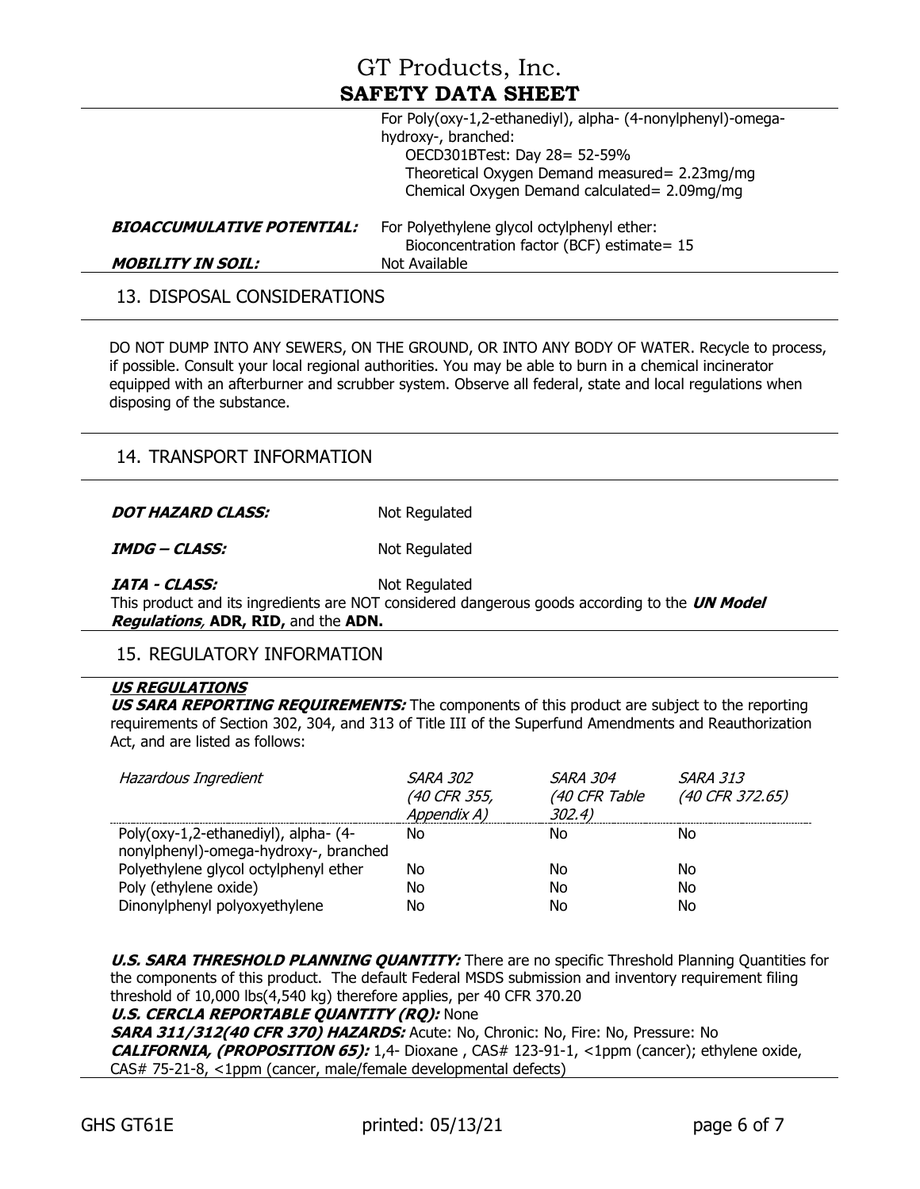For Poly(oxy-1,2-ethanediyl), alpha- (4-nonylphenyl)-omega-hydroxy-, branched:
OECD301BTest: Day 28= 52-59%
Theoretical Oxygen Demand measured= 2.23mg/mg
Chemical Oxygen Demand calculated= 2.09mg/mg

***BIOACCUMULATIVE POTENTIAL:*** For Polyethylene glycol octylphenyl ether:
Bioconcentration factor (BCF) estimate= 15

***MOBILITY IN SOIL:*** Not Available

## 13. DISPOSAL CONSIDERATIONS

DO NOT DUMP INTO ANY SEWERS, ON THE GROUND, OR INTO ANY BODY OF WATER. Recycle to process, if possible. Consult your local regional authorities. You may be able to burn in a chemical incinerator equipped with an afterburner and scrubber system. Observe all federal, state and local regulations when disposing of the substance.

## 14. TRANSPORT INFORMATION

***DOT HAZARD CLASS:*** Not Regulated

***IMDG – CLASS:*** Not Regulated

***IATA - CLASS:*** Not Regulated

This product and its ingredients are NOT considered dangerous goods according to the ***UN Model Regulations***, **ADR, RID,** and the **ADN.**

## 15. REGULATORY INFORMATION

***US REGULATIONS***

***US SARA REPORTING REQUIREMENTS:*** The components of this product are subject to the reporting requirements of Section 302, 304, and 313 of Title III of the Superfund Amendments and Reauthorization Act, and are listed as follows:

| *Hazardous Ingredient* | *SARA 302 (40 CFR 355, Appendix A)* | *SARA 304 (40 CFR Table 302.4)* | *SARA 313 (40 CFR 372.65)* |
|---|---|---|---|
| Poly(oxy-1,2-ethanediyl), alpha- (4-nonylphenyl)-omega-hydroxy-, branched | No | No | No |
| Polyethylene glycol octylphenyl ether | No | No | No |
| Poly (ethylene oxide) | No | No | No |
| Dinonylphenyl polyoxyethylene | No | No | No |

***U.S. SARA THRESHOLD PLANNING QUANTITY:*** There are no specific Threshold Planning Quantities for the components of this product. The default Federal MSDS submission and inventory requirement filing threshold of 10,000 lbs(4,540 kg) therefore applies, per 40 CFR 370.20

***U.S. CERCLA REPORTABLE QUANTITY (RQ):*** None

***SARA 311/312(40 CFR 370) HAZARDS:*** Acute: No, Chronic: No, Fire: No, Pressure: No

***CALIFORNIA, (PROPOSITION 65):*** 1,4- Dioxane , CAS# 123-91-1, <1ppm (cancer); ethylene oxide, CAS# 75-21-8, <1ppm (cancer, male/female developmental defects)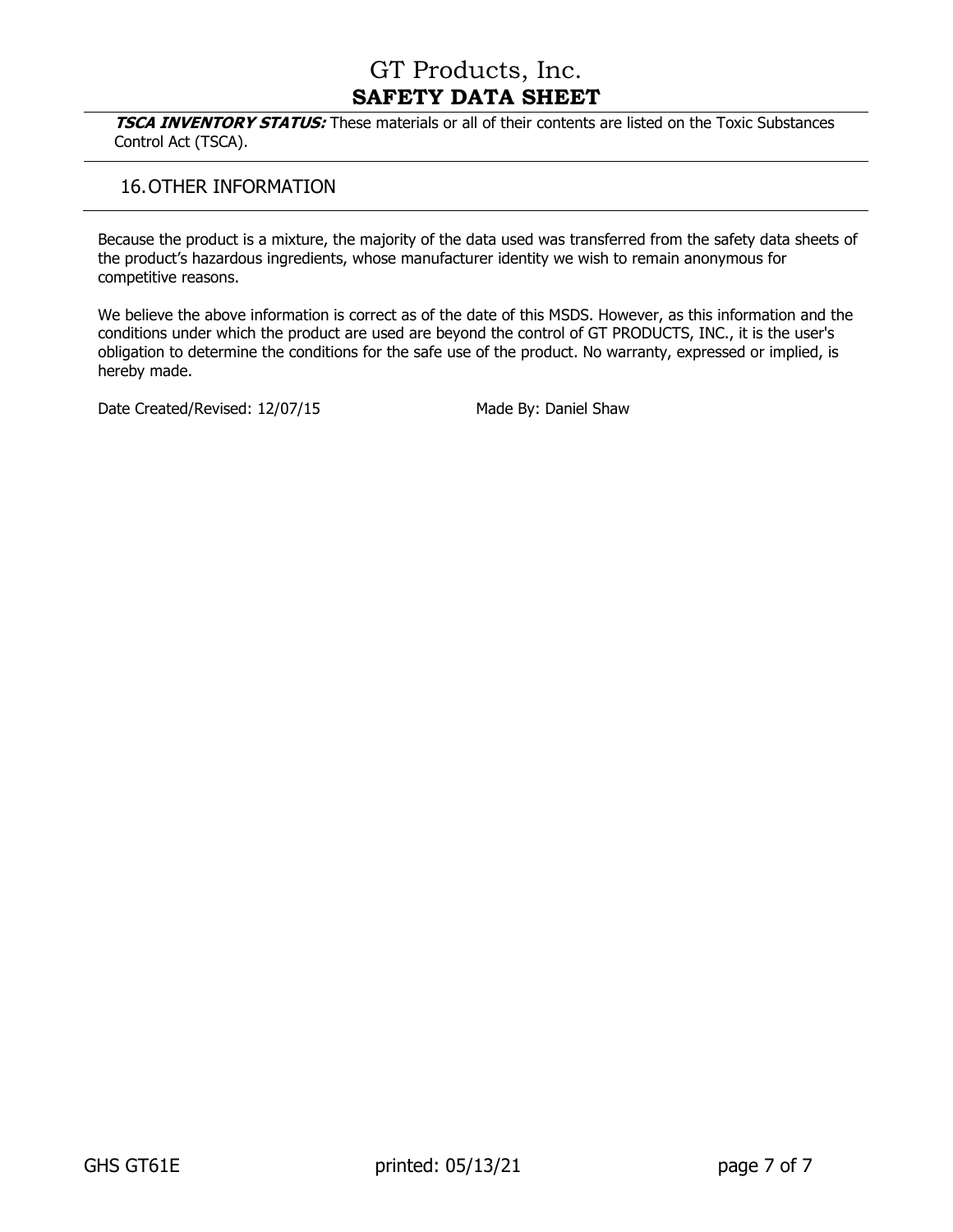***TSCA INVENTORY STATUS:*** These materials or all of their contents are listed on the Toxic Substances Control Act (TSCA).

## 16. OTHER INFORMATION

Because the product is a mixture, the majority of the data used was transferred from the safety data sheets of the product's hazardous ingredients, whose manufacturer identity we wish to remain anonymous for competitive reasons.

We believe the above information is correct as of the date of this MSDS. However, as this information and the conditions under which the product are used are beyond the control of GT PRODUCTS, INC., it is the user's obligation to determine the conditions for the safe use of the product. No warranty, expressed or implied, is hereby made.

Date Created/Revised: 12/07/15 Made By: Daniel Shaw